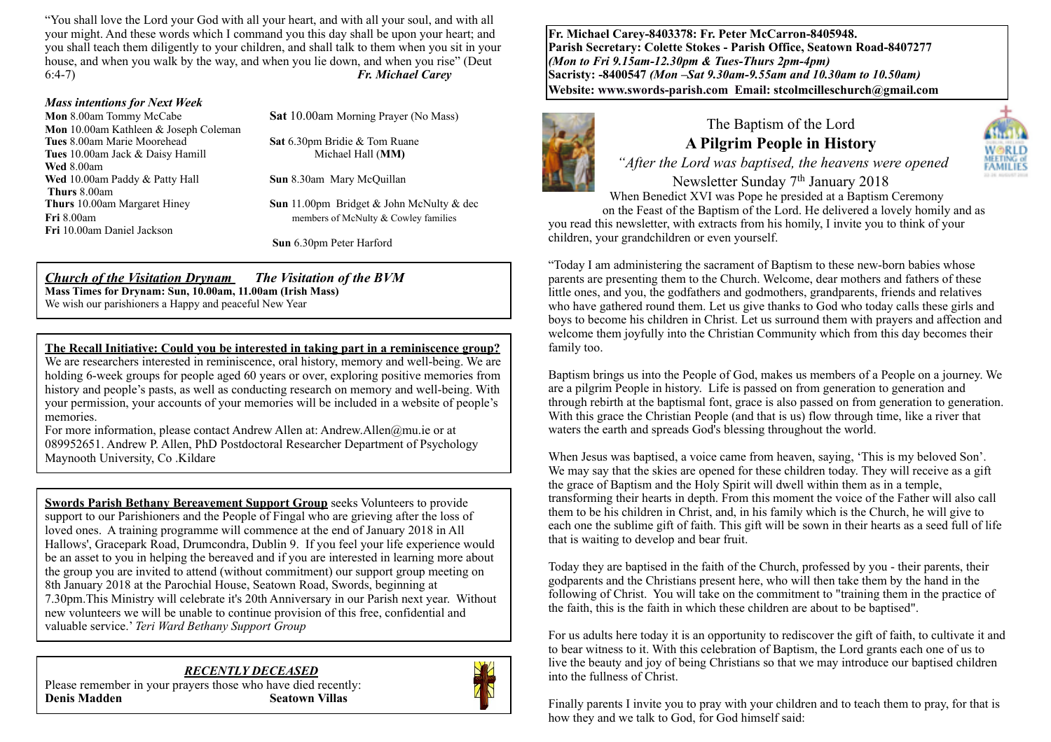"You shall love the Lord your God with all your heart, and with all your soul, and with all your might. And these words which I command you this day shall be upon your heart; and you shall teach them diligently to your children, and shall talk to them when you sit in your house, and when you walk by the way, and when you lie down, and when you rise" (Deut 6:4-7) *Fr. Michael Carey*

***Mass intentions for Next Week***

**Mon** 8.00am Tommy McCabe
**Mon** 10.00am Kathleen & Joseph Coleman
**Tues** 8.00am Marie Moorehead
**Tues** 10.00am Jack & Daisy Hamill
**Wed** 8.00am
**Wed** 10.00am Paddy & Patty Hall
**Thurs** 8.00am
**Thurs** 10.00am Margaret Hiney
**Fri** 8.00am
**Fri** 10.00am Daniel Jackson

**Sat** 10.00am Morning Prayer (No Mass)
**Sat** 6.30pm Bridie & Tom Ruane
Michael Hall (**MM)**
**Sun** 8.30am Mary McQuillan
**Sun** 11.00pm Bridget & John McNulty & dec members of McNulty & Cowley families
**Sun** 6.30pm Peter Harford

***Church of the Visitation Drynam*** ***The Visitation of the BVM***
**Mass Times for Drynam: Sun, 10.00am, 11.00am (Irish Mass)**
We wish our parishioners a Happy and peaceful New Year

**The Recall Initiative: Could you be interested in taking part in a reminiscence group?**
We are researchers interested in reminiscence, oral history, memory and well-being. We are holding 6-week groups for people aged 60 years or over, exploring positive memories from history and people's pasts, as well as conducting research on memory and well-being. With your permission, your accounts of your memories will be included in a website of people's memories.
For more information, please contact Andrew Allen at: Andrew.Allen@mu.ie or at 089952651. Andrew P. Allen, PhD Postdoctoral Researcher Department of Psychology Maynooth University, Co .Kildare

**Swords Parish Bethany Bereavement Support Group** seeks Volunteers to provide support to our Parishioners and the People of Fingal who are grieving after the loss of loved ones. A training programme will commence at the end of January 2018 in All Hallows', Gracepark Road, Drumcondra, Dublin 9. If you feel your life experience would be an asset to you in helping the bereaved and if you are interested in learning more about the group you are invited to attend (without commitment) our support group meeting on 8th January 2018 at the Parochial House, Seatown Road, Swords, beginning at 7.30pm.This Ministry will celebrate it's 20th Anniversary in our Parish next year. Without new volunteers we will be unable to continue provision of this free, confidential and valuable service.' *Teri Ward Bethany Support Group*

***RECENTLY DECEASED***
Please remember in your prayers those who have died recently:
**Denis Madden** **Seatown Villas**

**Fr. Michael Carey-8403378: Fr. Peter McCarron-8405948.**
**Parish Secretary: Colette Stokes - Parish Office, Seatown Road-8407277**
***(Mon to Fri 9.15am-12.30pm & Tues-Thurs 2pm-4pm)***
**Sacristy: -8400547** ***(Mon –Sat 9.30am-9.55am and 10.30am to 10.50am)***
**Website: www.swords-parish.com Email: stcolmcilleschurch@gmail.com**

# The Baptism of the Lord
## A Pilgrim People in History

*"After the Lord was baptised, the heavens were opened*

Newsletter Sunday 7th January 2018

When Benedict XVI was Pope he presided at a Baptism Ceremony on the Feast of the Baptism of the Lord. He delivered a lovely homily and as you read this newsletter, with extracts from his homily, I invite you to think of your children, your grandchildren or even yourself.

"Today I am administering the sacrament of Baptism to these new-born babies whose parents are presenting them to the Church. Welcome, dear mothers and fathers of these little ones, and you, the godfathers and godmothers, grandparents, friends and relatives who have gathered round them. Let us give thanks to God who today calls these girls and boys to become his children in Christ. Let us surround them with prayers and affection and welcome them joyfully into the Christian Community which from this day becomes their family too.

Baptism brings us into the People of God, makes us members of a People on a journey. We are a pilgrim People in history. Life is passed on from generation to generation and through rebirth at the baptismal font, grace is also passed on from generation to generation. With this grace the Christian People (and that is us) flow through time, like a river that waters the earth and spreads God's blessing throughout the world.

When Jesus was baptised, a voice came from heaven, saying, 'This is my beloved Son'. We may say that the skies are opened for these children today. They will receive as a gift the grace of Baptism and the Holy Spirit will dwell within them as in a temple, transforming their hearts in depth. From this moment the voice of the Father will also call them to be his children in Christ, and, in his family which is the Church, he will give to each one the sublime gift of faith. This gift will be sown in their hearts as a seed full of life that is waiting to develop and bear fruit.

Today they are baptised in the faith of the Church, professed by you - their parents, their godparents and the Christians present here, who will then take them by the hand in the following of Christ. You will take on the commitment to "training them in the practice of the faith, this is the faith in which these children are about to be baptised".

For us adults here today it is an opportunity to rediscover the gift of faith, to cultivate it and to bear witness to it. With this celebration of Baptism, the Lord grants each one of us to live the beauty and joy of being Christians so that we may introduce our baptised children into the fullness of Christ.

Finally parents I invite you to pray with your children and to teach them to pray, for that is how they and we talk to God, for God himself said: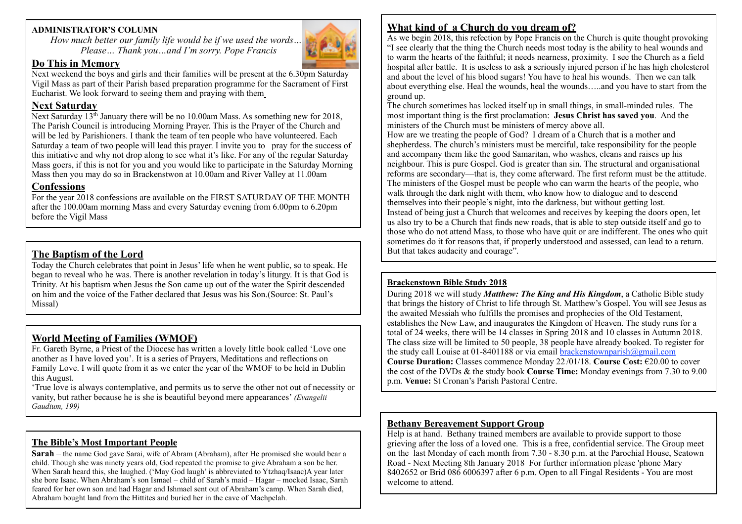**ADMINISTRATOR'S COLUMN**

*How much better our family life would be if we used the words… Please… Thank you…and I'm sorry. Pope Francis*

## Do This in Memory

Next weekend the boys and girls and their families will be present at the 6.30pm Saturday Vigil Mass as part of their Parish based preparation programme for the Sacrament of First Eucharist. We look forward to seeing them and praying with them

## Next Saturday

Next Saturday 13th January there will be no 10.00am Mass. As something new for 2018, The Parish Council is introducing Morning Prayer. This is the Prayer of the Church and will be led by Parishioners. I thank the team of ten people who have volunteered. Each Saturday a team of two people will lead this prayer. I invite you to pray for the success of this initiative and why not drop along to see what it's like. For any of the regular Saturday Mass goers, if this is not for you and you would like to participate in the Saturday Morning Mass then you may do so in Brackenstwon at 10.00am and River Valley at 11.00am

## Confessions

For the year 2018 confessions are available on the FIRST SATURDAY OF THE MONTH after the 100.00am morning Mass and every Saturday evening from 6.00pm to 6.20pm before the Vigil Mass

## The Baptism of the Lord

Today the Church celebrates that point in Jesus' life when he went public, so to speak. He began to reveal who he was. There is another revelation in today's liturgy. It is that God is Trinity. At his baptism when Jesus the Son came up out of the water the Spirit descended on him and the voice of the Father declared that Jesus was his Son.(Source: St. Paul's Missal)

## World Meeting of Families (WMOF)

Fr. Gareth Byrne, a Priest of the Diocese has written a lovely little book called 'Love one another as I have loved you'. It is a series of Prayers, Meditations and reflections on Family Love. I will quote from it as we enter the year of the WMOF to be held in Dublin this August.

'True love is always contemplative, and permits us to serve the other not out of necessity or vanity, but rather because he is she is beautiful beyond mere appearances' *(Evangelii Gaudium, 199)*

## The Bible's Most Important People

**Sarah** – the name God gave Sarai, wife of Abram (Abraham), after He promised she would bear a child. Though she was ninety years old, God repeated the promise to give Abraham a son be her. When Sarah heard this, she laughed. ('May God laugh' is abbreviated to Ytzhaq/Isaac)A year later she bore Isaac. When Abraham's son Ismael – child of Sarah's maid – Hagar – mocked Isaac, Sarah feared for her own son and had Hagar and Ishmael sent out of Abraham's camp. When Sarah died, Abraham bought land from the Hittites and buried her in the cave of Machpelah.

## What kind of a Church do you dream of?

As we begin 2018, this refection by Pope Francis on the Church is quite thought provoking "I see clearly that the thing the Church needs most today is the ability to heal wounds and to warm the hearts of the faithful; it needs nearness, proximity. I see the Church as a field hospital after battle. It is useless to ask a seriously injured person if he has high cholesterol and about the level of his blood sugars! You have to heal his wounds. Then we can talk about everything else. Heal the wounds, heal the wounds…..and you have to start from the ground up.

The church sometimes has locked itself up in small things, in small-minded rules. The most important thing is the first proclamation: **Jesus Christ has saved you**. And the ministers of the Church must be ministers of mercy above all.

How are we treating the people of God? I dream of a Church that is a mother and shepherdess. The church's ministers must be merciful, take responsibility for the people and accompany them like the good Samaritan, who washes, cleans and raises up his neighbour. This is pure Gospel. God is greater than sin. The structural and organisational reforms are secondary—that is, they come afterward. The first reform must be the attitude. The ministers of the Gospel must be people who can warm the hearts of the people, who walk through the dark night with them, who know how to dialogue and to descend themselves into their people's night, into the darkness, but without getting lost.

Instead of being just a Church that welcomes and receives by keeping the doors open, let us also try to be a Church that finds new roads, that is able to step outside itself and go to those who do not attend Mass, to those who have quit or are indifferent. The ones who quit sometimes do it for reasons that, if properly understood and assessed, can lead to a return. But that takes audacity and courage".

### Brackenstown Bible Study 2018

During 2018 we will study ***Matthew: The King and His Kingdom***, a Catholic Bible study that brings the history of Christ to life through St. Matthew's Gospel. You will see Jesus as the awaited Messiah who fulfills the promises and prophecies of the Old Testament, establishes the New Law, and inaugurates the Kingdom of Heaven. The study runs for a total of 24 weeks, there will be 14 classes in Spring 2018 and 10 classes in Autumn 2018. The class size will be limited to 50 people, 38 people have already booked. To register for the study call Louise at 01-8401188 or via email brackenstownparish@gmail.com **Course Duration:** Classes commence Monday 22 /01/18. **Course Cost:** €20.00 to cover the cost of the DVDs & the study book **Course Time:** Monday evenings from 7.30 to 9.00 p.m. **Venue:** St Cronan's Parish Pastoral Centre.

### Bethany Bereavement Support Group

Help is at hand. Bethany trained members are available to provide support to those grieving after the loss of a loved one. This is a free, confidential service. The Group meet on the last Monday of each month from 7.30 - 8.30 p.m. at the Parochial House, Seatown Road - Next Meeting 8th January 2018 For further information please 'phone Mary 8402652 or Brid 086 6006397 after 6 p.m. Open to all Fingal Residents - You are most welcome to attend.